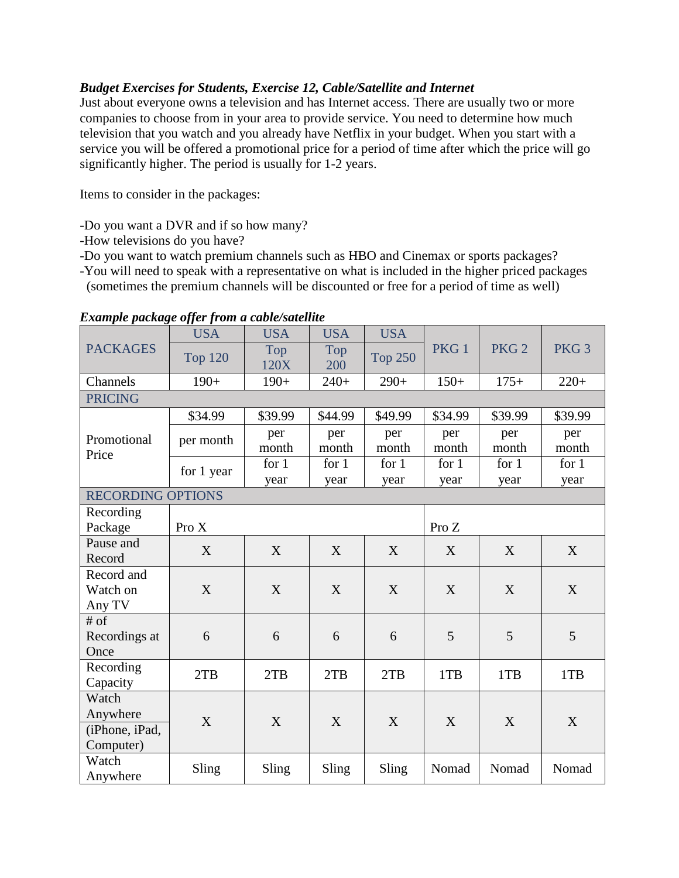***Budget Exercises for Students, Exercise 12, Cable/Satellite and Internet***

Just about everyone owns a television and has Internet access. There are usually two or more companies to choose from in your area to provide service. You need to determine how much television that you watch and you already have Netflix in your budget. When you start with a service you will be offered a promotional price for a period of time after which the price will go significantly higher. The period is usually for 1-2 years.

Items to consider in the packages:

-Do you want a DVR and if so how many?
-How televisions do you have?
-Do you want to watch premium channels such as HBO and Cinemax or sports packages?
-You will need to speak with a representative on what is included in the higher priced packages (sometimes the premium channels will be discounted or free for a period of time as well)

***Example package offer from a cable/satellite***

| PACKAGES | USA Top 120 | USA Top 120X | USA Top 200 | USA Top 250 | PKG 1 | PKG 2 | PKG 3 |
|---|---|---|---|---|---|---|---|
| Channels | 190+ | 190+ | 240+ | 290+ | 150+ | 175+ | 220+ |
| PRICING | | | | | | | |
| Promotional Price | $34.99 per month for 1 year | $39.99 per month for 1 year | $44.99 per month for 1 year | $49.99 per month for 1 year | $34.99 per month for 1 year | $39.99 per month for 1 year | $39.99 per month for 1 year |
| RECORDING OPTIONS | | | | | | | |
| Recording Package | Pro X | | | | Pro Z | | |
| Pause and Record | X | X | X | X | X | X | X |
| Record and Watch on Any TV | X | X | X | X | X | X | X |
| # of Recordings at Once | 6 | 6 | 6 | 6 | 5 | 5 | 5 |
| Recording Capacity | 2TB | 2TB | 2TB | 2TB | 1TB | 1TB | 1TB |
| Watch Anywhere (iPhone, iPad, Computer) | X | X | X | X | X | X | X |
| Watch Anywhere | Sling | Sling | Sling | Sling | Nomad | Nomad | Nomad |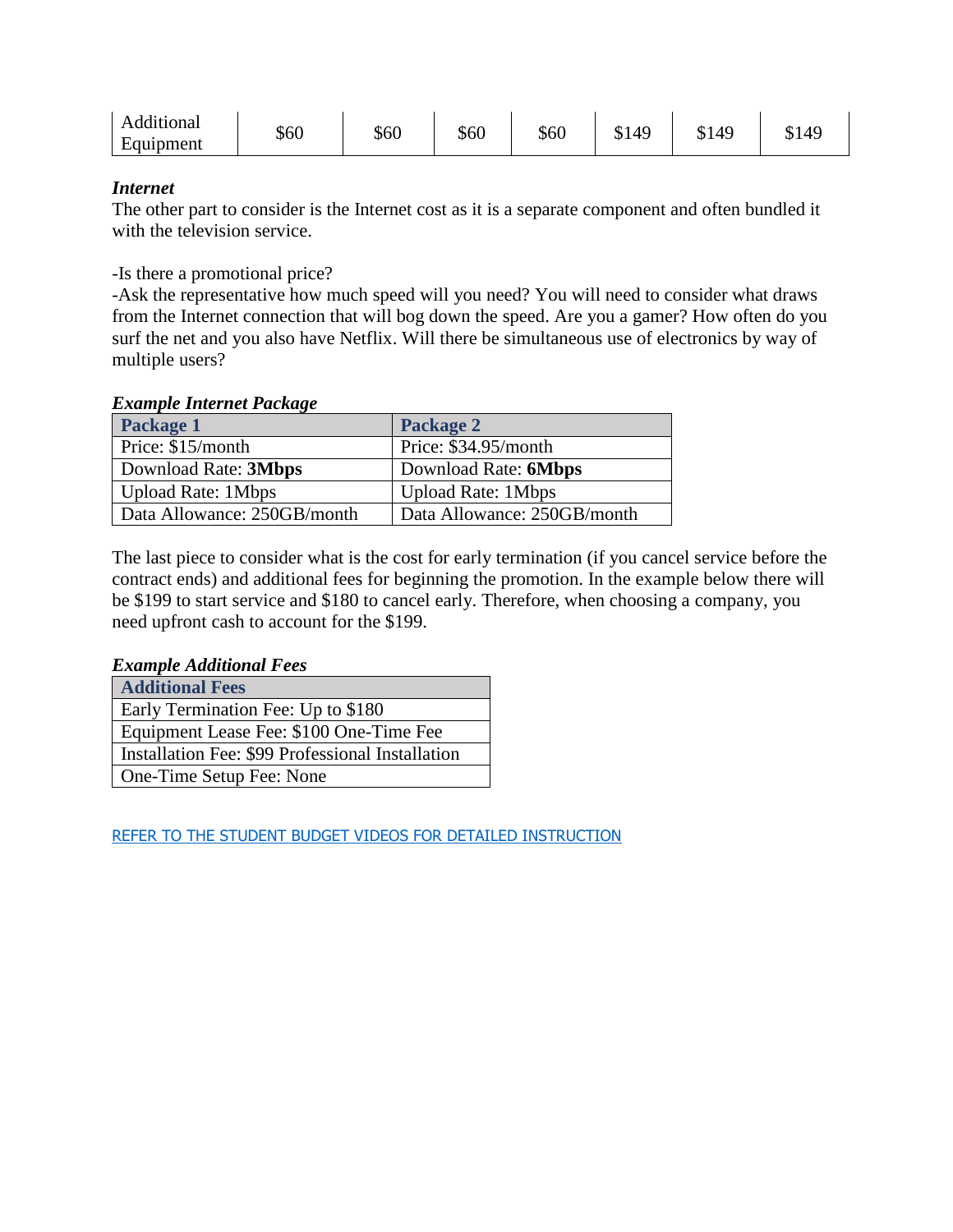| | | | | | | | |
|---|---|---|---|---|---|---|---|
| Additional Equipment | $60 | $60 | $60 | $60 | $149 | $149 | $149 |

***Internet***
The other part to consider is the Internet cost as it is a separate component and often bundled it with the television service.

-Is there a promotional price?
-Ask the representative how much speed will you need? You will need to consider what draws from the Internet connection that will bog down the speed. Are you a gamer? How often do you surf the net and you also have Netflix. Will there be simultaneous use of electronics by way of multiple users?

***Example Internet Package***

| Package 1 | Package 2 |
|---|---|
| Price: $15/month | Price: $34.95/month |
| Download Rate: **3Mbps** | Download Rate: **6Mbps** |
| Upload Rate: 1Mbps | Upload Rate: 1Mbps |
| Data Allowance: 250GB/month | Data Allowance: 250GB/month |

The last piece to consider what is the cost for early termination (if you cancel service before the contract ends) and additional fees for beginning the promotion. In the example below there will be $199 to start service and $180 to cancel early. Therefore, when choosing a company, you need upfront cash to account for the $199.

***Example Additional Fees***

| Additional Fees |
|---|
| Early Termination Fee: Up to $180 |
| Equipment Lease Fee: $100 One-Time Fee |
| Installation Fee: $99 Professional Installation |
| One-Time Setup Fee: None |

REFER TO THE STUDENT BUDGET VIDEOS FOR DETAILED INSTRUCTION